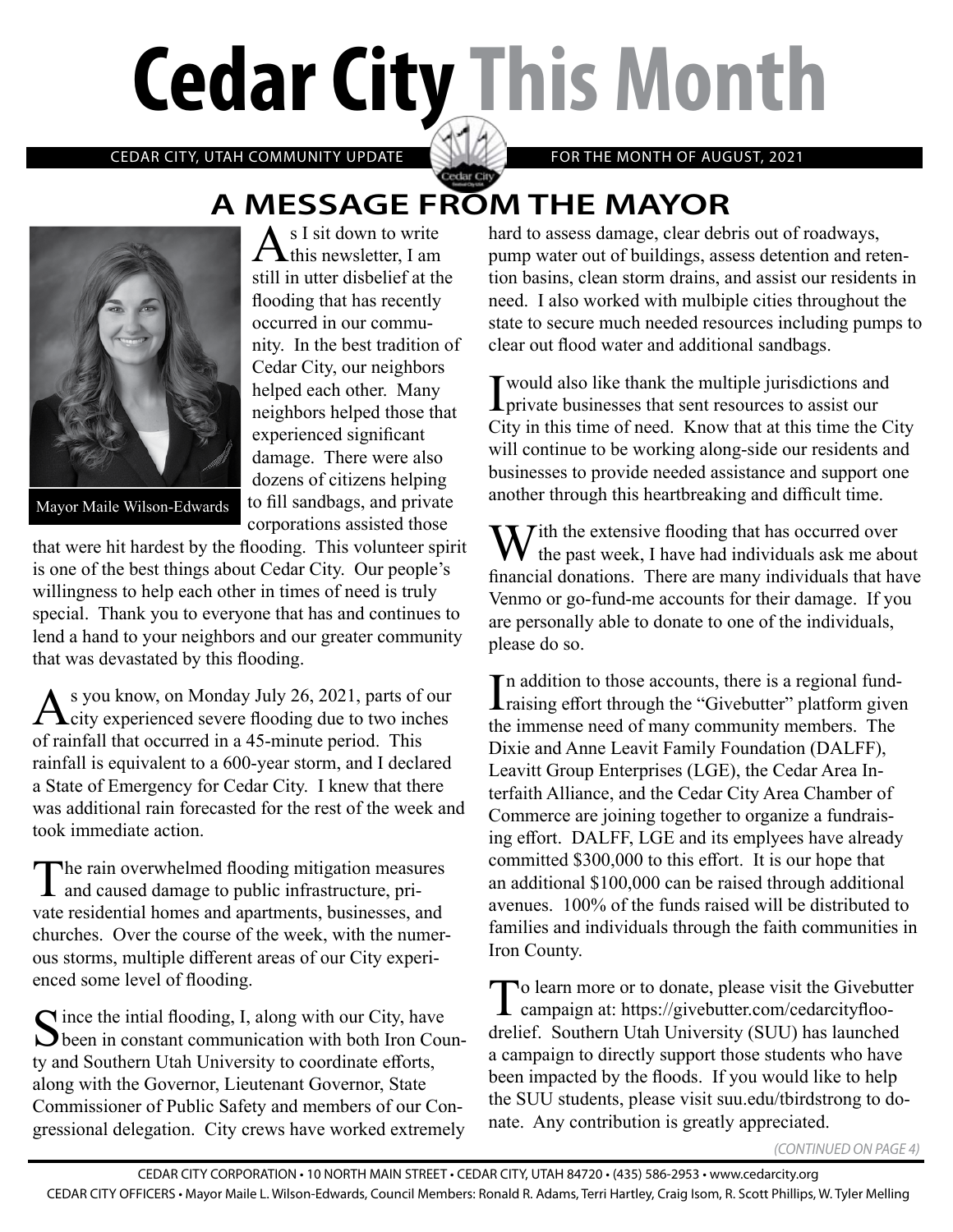# Cedar City This Month

CEDAR CITY, UTAH COMMUNITY UPDATE — FOR THE MONTH OF AUGUST, 2021

## A MESSAGE FROM THE MAYOR

Mayor Maile Wilson-Edwards

As I sit down to write this newsletter, I am still in utter disbelief at the flooding that has recently occurred in our community. In the best tradition of Cedar City, our neighbors helped each other. Many neighbors helped those that experienced significant damage. There were also dozens of citizens helping to fill sandbags, and private corporations assisted those that were hit hardest by the flooding. This volunteer spirit is one of the best things about Cedar City. Our people's willingness to help each other in times of need is truly special. Thank you to everyone that has and continues to lend a hand to your neighbors and our greater community that was devastated by this flooding.

As you know, on Monday July 26, 2021, parts of our city experienced severe flooding due to two inches of rainfall that occurred in a 45-minute period. This rainfall is equivalent to a 600-year storm, and I declared a State of Emergency for Cedar City. I knew that there was additional rain forecasted for the rest of the week and took immediate action.

The rain overwhelmed flooding mitigation measures and caused damage to public infrastructure, private residential homes and apartments, businesses, and churches. Over the course of the week, with the numerous storms, multiple different areas of our City experienced some level of flooding.

Since the intial flooding, I, along with our City, have been in constant communication with both Iron County and Southern Utah University to coordinate efforts, along with the Governor, Lieutenant Governor, State Commissioner of Public Safety and members of our Congressional delegation. City crews have worked extremely hard to assess damage, clear debris out of roadways, pump water out of buildings, assess detention and retention basins, clean storm drains, and assist our residents in need. I also worked with mulbiple cities throughout the state to secure much needed resources including pumps to clear out flood water and additional sandbags.

I would also like thank the multiple jurisdictions and private businesses that sent resources to assist our City in this time of need. Know that at this time the City will continue to be working along-side our residents and businesses to provide needed assistance and support one another through this heartbreaking and difficult time.

With the extensive flooding that has occurred over the past week, I have had individuals ask me about financial donations. There are many individuals that have Venmo or go-fund-me accounts for their damage. If you are personally able to donate to one of the individuals, please do so.

In addition to those accounts, there is a regional fundraising effort through the "Givebutter" platform given the immense need of many community members. The Dixie and Anne Leavit Family Foundation (DALFF), Leavitt Group Enterprises (LGE), the Cedar Area Interfaith Alliance, and the Cedar City Area Chamber of Commerce are joining together to organize a fundraising effort. DALFF, LGE and its emplyees have already committed $300,000 to this effort. It is our hope that an additional $100,000 can be raised through additional avenues. 100% of the funds raised will be distributed to families and individuals through the faith communities in Iron County.

To learn more or to donate, please visit the Givebutter campaign at: https://givebutter.com/cedarcityfloodrelief. Southern Utah University (SUU) has launched a campaign to directly support those students who have been impacted by the floods. If you would like to help the SUU students, please visit suu.edu/tbirdstrong to donate. Any contribution is greatly appreciated.

*(CONTINUED ON PAGE 4)*

CEDAR CITY CORPORATION • 10 NORTH MAIN STREET • CEDAR CITY, UTAH 84720 • (435) 586-2953 • www.cedarcity.org

CEDAR CITY OFFICERS • Mayor Maile L. Wilson-Edwards, Council Members: Ronald R. Adams, Terri Hartley, Craig Isom, R. Scott Phillips, W. Tyler Melling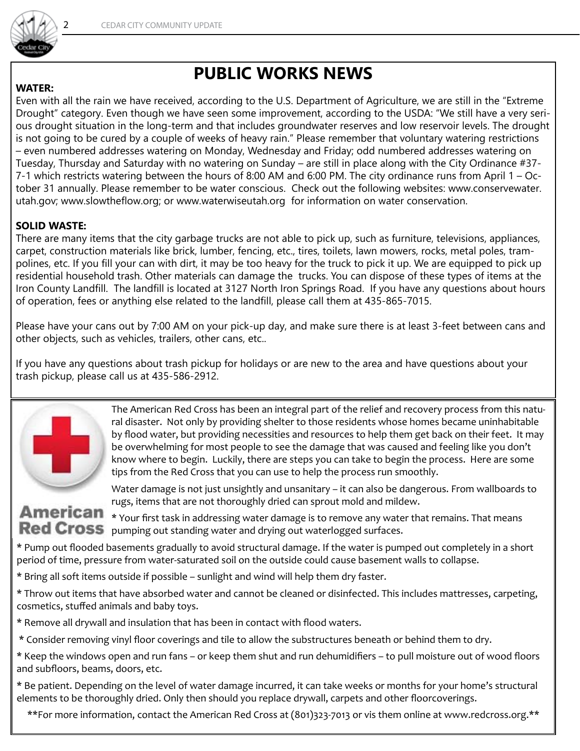# PUBLIC WORKS NEWS

**WATER:**

Even with all the rain we have received, according to the U.S. Department of Agriculture, we are still in the "Extreme Drought" category. Even though we have seen some improvement, according to the USDA: "We still have a very serious drought situation in the long-term and that includes groundwater reserves and low reservoir levels. The drought is not going to be cured by a couple of weeks of heavy rain." Please remember that voluntary watering restrictions – even numbered addresses watering on Monday, Wednesday and Friday; odd numbered addresses watering on Tuesday, Thursday and Saturday with no watering on Sunday – are still in place along with the City Ordinance #37-7-1 which restricts watering between the hours of 8:00 AM and 6:00 PM. The city ordinance runs from April 1 – October 31 annually. Please remember to be water conscious. Check out the following websites: www.conservewater.utah.gov; www.slowtheflow.org; or www.waterwiseutah.org for information on water conservation.

**SOLID WASTE:**

There are many items that the city garbage trucks are not able to pick up, such as furniture, televisions, appliances, carpet, construction materials like brick, lumber, fencing, etc., tires, toilets, lawn mowers, rocks, metal poles, trampolines, etc. If you fill your can with dirt, it may be too heavy for the truck to pick it up. We are equipped to pick up residential household trash. Other materials can damage the trucks. You can dispose of these types of items at the Iron County Landfill. The landfill is located at 3127 North Iron Springs Road. If you have any questions about hours of operation, fees or anything else related to the landfill, please call them at 435-865-7015.

Please have your cans out by 7:00 AM on your pick-up day, and make sure there is at least 3-feet between cans and other objects, such as vehicles, trailers, other cans, etc..

If you have any questions about trash pickup for holidays or are new to the area and have questions about your trash pickup, please call us at 435-586-2912.

---

**American Red Cross**

The American Red Cross has been an integral part of the relief and recovery process from this natural disaster. Not only by providing shelter to those residents whose homes became uninhabitable by flood water, but providing necessities and resources to help them get back on their feet. It may be overwhelming for most people to see the damage that was caused and feeling like you don't know where to begin. Luckily, there are steps you can take to begin the process. Here are some tips from the Red Cross that you can use to help the process run smoothly.

Water damage is not just unsightly and unsanitary – it can also be dangerous. From wallboards to rugs, items that are not thoroughly dried can sprout mold and mildew.

* Your first task in addressing water damage is to remove any water that remains. That means pumping out standing water and drying out waterlogged surfaces.

* Pump out flooded basements gradually to avoid structural damage. If the water is pumped out completely in a short period of time, pressure from water-saturated soil on the outside could cause basement walls to collapse.

* Bring all soft items outside if possible – sunlight and wind will help them dry faster.

* Throw out items that have absorbed water and cannot be cleaned or disinfected. This includes mattresses, carpeting, cosmetics, stuffed animals and baby toys.

* Remove all drywall and insulation that has been in contact with flood waters.

* Consider removing vinyl floor coverings and tile to allow the substructures beneath or behind them to dry.

* Keep the windows open and run fans – or keep them shut and run dehumidifiers – to pull moisture out of wood floors and subfloors, beams, doors, etc.

* Be patient. Depending on the level of water damage incurred, it can take weeks or months for your home's structural elements to be thoroughly dried. Only then should you replace drywall, carpets and other floorcoverings.

**For more information, contact the American Red Cross at (801)323-7013 or vis them online at www.redcross.org.**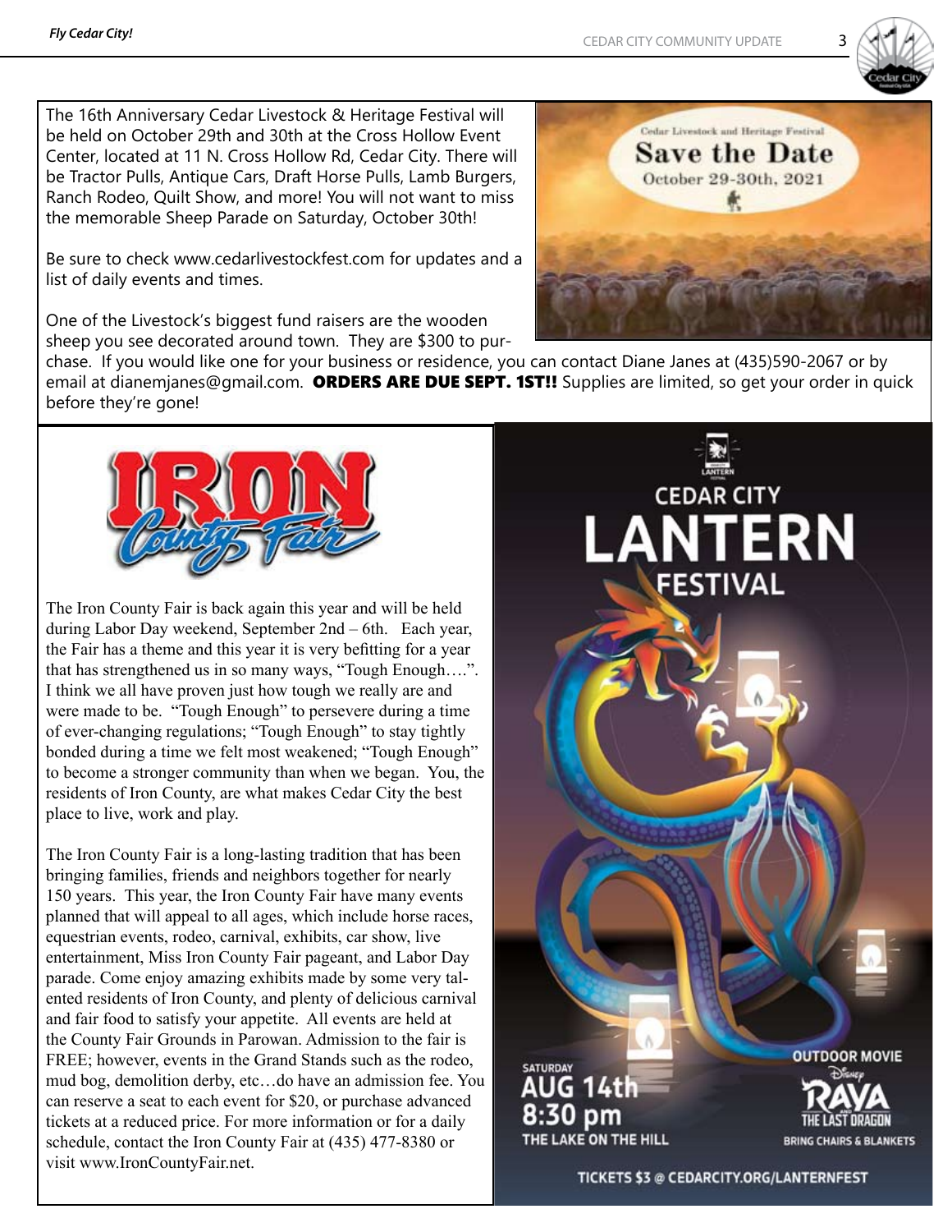The 16th Anniversary Cedar Livestock & Heritage Festival will be held on October 29th and 30th at the Cross Hollow Event Center, located at 11 N. Cross Hollow Rd, Cedar City. There will be Tractor Pulls, Antique Cars, Draft Horse Pulls, Lamb Burgers, Ranch Rodeo, Quilt Show, and more! You will not want to miss the memorable Sheep Parade on Saturday, October 30th!

Be sure to check www.cedarlivestockfest.com for updates and a list of daily events and times.

One of the Livestock's biggest fund raisers are the wooden sheep you see decorated around town. They are $300 to purchase. If you would like one for your business or residence, you can contact Diane Janes at (435)590-2067 or by email at dianemjanes@gmail.com. **ORDERS ARE DUE SEPT. 1ST!!** Supplies are limited, so get your order in quick before they're gone!

Cedar Livestock and Heritage Festival

**Save the Date**

October 29-30th, 2021

# IRON County Fair

The Iron County Fair is back again this year and will be held during Labor Day weekend, September 2nd – 6th. Each year, the Fair has a theme and this year it is very befitting for a year that has strengthened us in so many ways, "Tough Enough….". I think we all have proven just how tough we really are and were made to be. "Tough Enough" to persevere during a time of ever-changing regulations; "Tough Enough" to stay tightly bonded during a time we felt most weakened; "Tough Enough" to become a stronger community than when we began. You, the residents of Iron County, are what makes Cedar City the best place to live, work and play.

The Iron County Fair is a long-lasting tradition that has been bringing families, friends and neighbors together for nearly 150 years. This year, the Iron County Fair have many events planned that will appeal to all ages, which include horse races, equestrian events, rodeo, carnival, exhibits, car show, live entertainment, Miss Iron County Fair pageant, and Labor Day parade. Come enjoy amazing exhibits made by some very talented residents of Iron County, and plenty of delicious carnival and fair food to satisfy your appetite. All events are held at the County Fair Grounds in Parowan. Admission to the fair is FREE; however, events in the Grand Stands such as the rodeo, mud bog, demolition derby, etc…do have an admission fee. You can reserve a seat to each event for $20, or purchase advanced tickets at a reduced price. For more information or for a daily schedule, contact the Iron County Fair at (435) 477-8380 or visit www.IronCountyFair.net.

# CEDAR CITY LANTERN FESTIVAL

SATURDAY
**AUG 14th**
**8:30 pm**
THE LAKE ON THE HILL

OUTDOOR MOVIE
Disney RAYA AND THE LAST DRAGON
BRING CHAIRS & BLANKETS

TICKETS $3 @ CEDARCITY.ORG/LANTERNFEST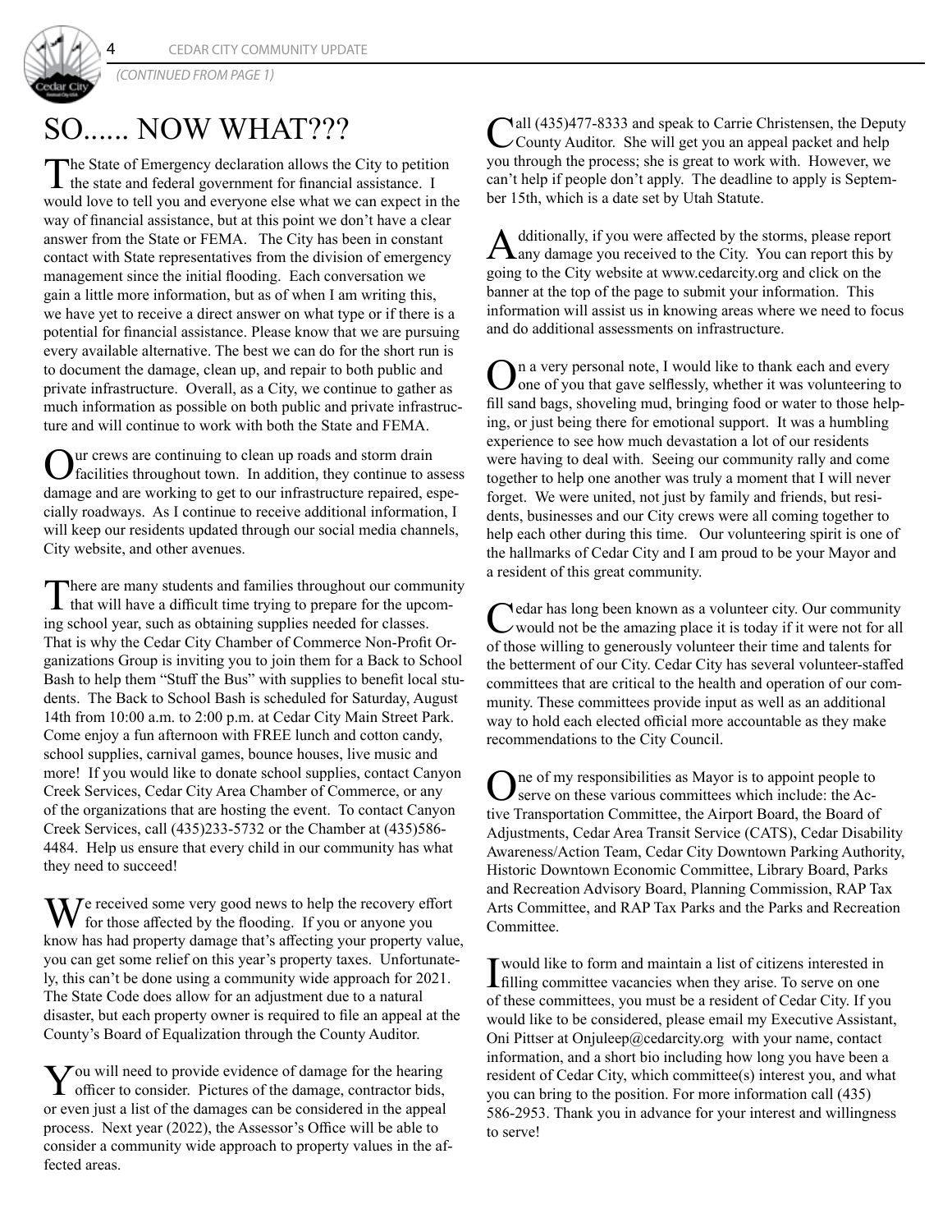*(CONTINUED FROM PAGE 1)*

# SO...... NOW WHAT???

The State of Emergency declaration allows the City to petition the state and federal government for financial assistance. I would love to tell you and everyone else what we can expect in the way of financial assistance, but at this point we don't have a clear answer from the State or FEMA. The City has been in constant contact with State representatives from the division of emergency management since the initial flooding. Each conversation we gain a little more information, but as of when I am writing this, we have yet to receive a direct answer on what type or if there is a potential for financial assistance. Please know that we are pursuing every available alternative. The best we can do for the short run is to document the damage, clean up, and repair to both public and private infrastructure. Overall, as a City, we continue to gather as much information as possible on both public and private infrastructure and will continue to work with both the State and FEMA.

Our crews are continuing to clean up roads and storm drain facilities throughout town. In addition, they continue to assess damage and are working to get to our infrastructure repaired, especially roadways. As I continue to receive additional information, I will keep our residents updated through our social media channels, City website, and other avenues.

There are many students and families throughout our community that will have a difficult time trying to prepare for the upcoming school year, such as obtaining supplies needed for classes. That is why the Cedar City Chamber of Commerce Non-Profit Organizations Group is inviting you to join them for a Back to School Bash to help them "Stuff the Bus" with supplies to benefit local students. The Back to School Bash is scheduled for Saturday, August 14th from 10:00 a.m. to 2:00 p.m. at Cedar City Main Street Park. Come enjoy a fun afternoon with FREE lunch and cotton candy, school supplies, carnival games, bounce houses, live music and more! If you would like to donate school supplies, contact Canyon Creek Services, Cedar City Area Chamber of Commerce, or any of the organizations that are hosting the event. To contact Canyon Creek Services, call (435)233-5732 or the Chamber at (435)586-4484. Help us ensure that every child in our community has what they need to succeed!

We received some very good news to help the recovery effort for those affected by the flooding. If you or anyone you know has had property damage that's affecting your property value, you can get some relief on this year's property taxes. Unfortunately, this can't be done using a community wide approach for 2021. The State Code does allow for an adjustment due to a natural disaster, but each property owner is required to file an appeal at the County's Board of Equalization through the County Auditor.

You will need to provide evidence of damage for the hearing officer to consider. Pictures of the damage, contractor bids, or even just a list of the damages can be considered in the appeal process. Next year (2022), the Assessor's Office will be able to consider a community wide approach to property values in the affected areas.

Call (435)477-8333 and speak to Carrie Christensen, the Deputy County Auditor. She will get you an appeal packet and help you through the process; she is great to work with. However, we can't help if people don't apply. The deadline to apply is September 15th, which is a date set by Utah Statute.

Additionally, if you were affected by the storms, please report any damage you received to the City. You can report this by going to the City website at www.cedarcity.org and click on the banner at the top of the page to submit your information. This information will assist us in knowing areas where we need to focus and do additional assessments on infrastructure.

On a very personal note, I would like to thank each and every one of you that gave selflessly, whether it was volunteering to fill sand bags, shoveling mud, bringing food or water to those helping, or just being there for emotional support. It was a humbling experience to see how much devastation a lot of our residents were having to deal with. Seeing our community rally and come together to help one another was truly a moment that I will never forget. We were united, not just by family and friends, but residents, businesses and our City crews were all coming together to help each other during this time. Our volunteering spirit is one of the hallmarks of Cedar City and I am proud to be your Mayor and a resident of this great community.

Cedar has long been known as a volunteer city. Our community would not be the amazing place it is today if it were not for all of those willing to generously volunteer their time and talents for the betterment of our City. Cedar City has several volunteer-staffed committees that are critical to the health and operation of our community. These committees provide input as well as an additional way to hold each elected official more accountable as they make recommendations to the City Council.

One of my responsibilities as Mayor is to appoint people to serve on these various committees which include: the Active Transportation Committee, the Airport Board, the Board of Adjustments, Cedar Area Transit Service (CATS), Cedar Disability Awareness/Action Team, Cedar City Downtown Parking Authority, Historic Downtown Economic Committee, Library Board, Parks and Recreation Advisory Board, Planning Commission, RAP Tax Arts Committee, and RAP Tax Parks and the Parks and Recreation Committee.

I would like to form and maintain a list of citizens interested in filling committee vacancies when they arise. To serve on one of these committees, you must be a resident of Cedar City. If you would like to be considered, please email my Executive Assistant, Oni Pittser at Onjuleep@cedarcity.org with your name, contact information, and a short bio including how long you have been a resident of Cedar City, which committee(s) interest you, and what you can bring to the position. For more information call (435) 586-2953. Thank you in advance for your interest and willingness to serve!